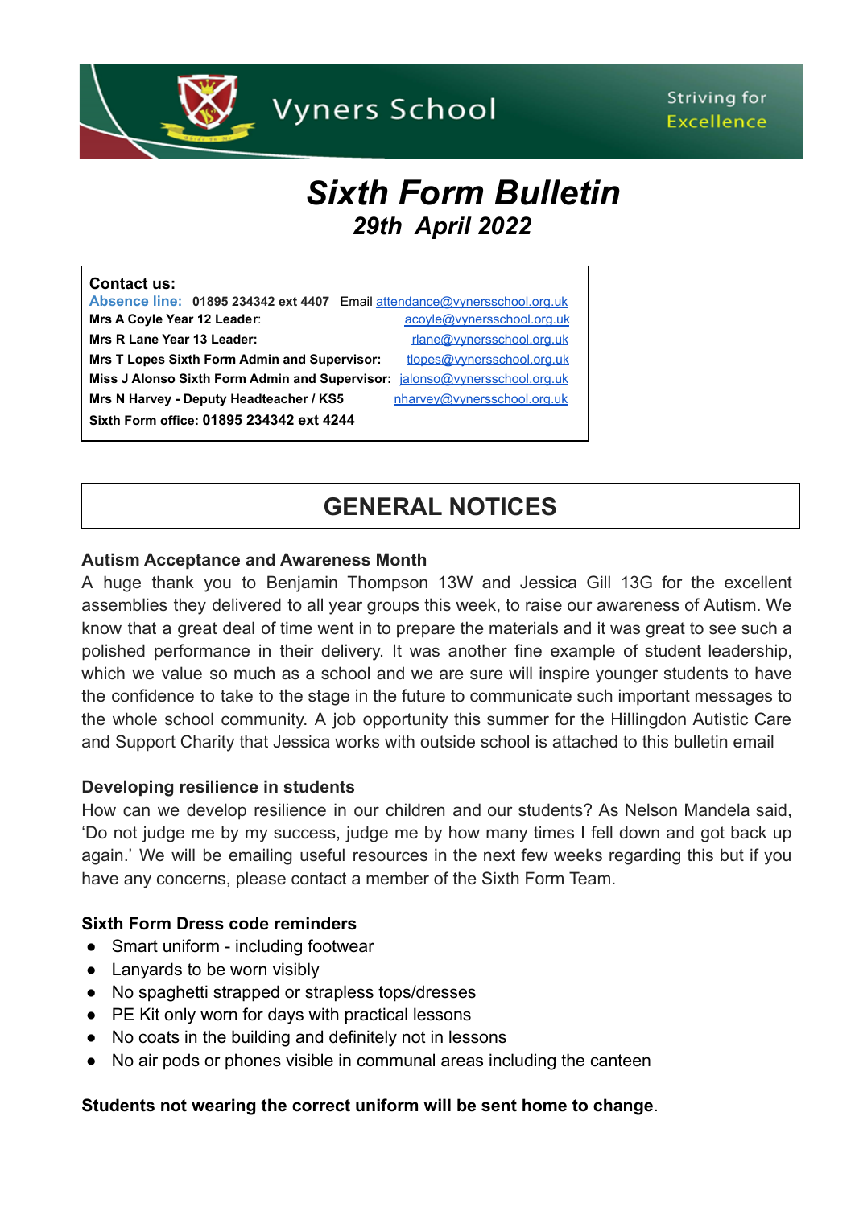Vyners School

Striving for Excellence

# *Sixth Form Bulletin*

## *29th April 2022*

**Contact us:**

**Absence line:** **01895 234342 ext 4407** Email attendance@vynersschool.org.uk

**Mrs A Coyle Year 12 Leader**: acoyle@vynersschool.org.uk

**Mrs R Lane Year 13 Leader:** rlane@vynersschool.org.uk

**Mrs T Lopes Sixth Form Admin and Supervisor:** tlopes@vynersschool.org.uk

**Miss J Alonso Sixth Form Admin and Supervisor:** jalonso@vynersschool.org.uk

**Mrs N Harvey - Deputy Headteacher / KS5** nharvey@vynersschool.org.uk

**Sixth Form office: 01895 234342 ext 4244**

## GENERAL NOTICES

### Autism Acceptance and Awareness Month

A huge thank you to Benjamin Thompson 13W and Jessica Gill 13G for the excellent assemblies they delivered to all year groups this week, to raise our awareness of Autism. We know that a great deal of time went in to prepare the materials and it was great to see such a polished performance in their delivery. It was another fine example of student leadership, which we value so much as a school and we are sure will inspire younger students to have the confidence to take to the stage in the future to communicate such important messages to the whole school community. A job opportunity this summer for the Hillingdon Autistic Care and Support Charity that Jessica works with outside school is attached to this bulletin email

### Developing resilience in students

How can we develop resilience in our children and our students? As Nelson Mandela said, 'Do not judge me by my success, judge me by how many times I fell down and got back up again.' We will be emailing useful resources in the next few weeks regarding this but if you have any concerns, please contact a member of the Sixth Form Team.

### Sixth Form Dress code reminders

- Smart uniform - including footwear
- Lanyards to be worn visibly
- No spaghetti strapped or strapless tops/dresses
- PE Kit only worn for days with practical lessons
- No coats in the building and definitely not in lessons
- No air pods or phones visible in communal areas including the canteen

**Students not wearing the correct uniform will be sent home to change**.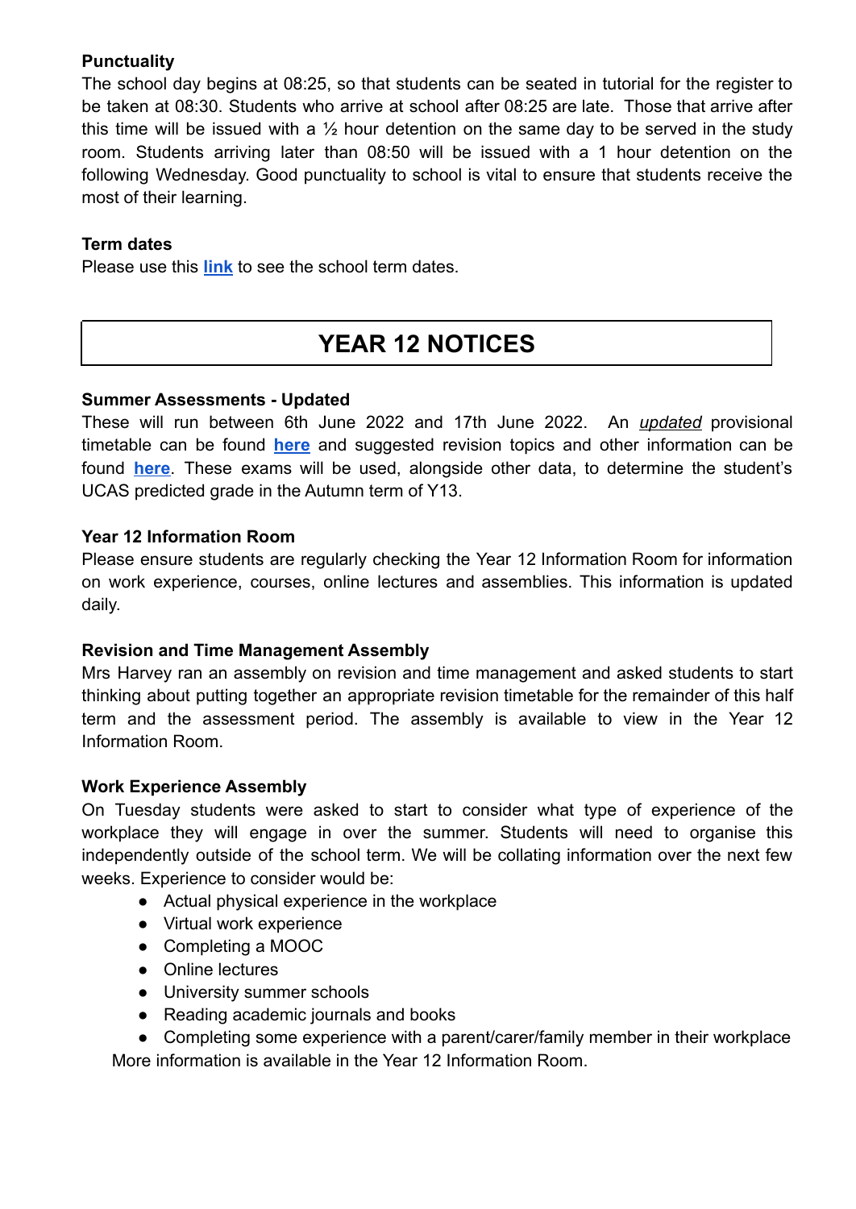**Punctuality**

The school day begins at 08:25, so that students can be seated in tutorial for the register to be taken at 08:30. Students who arrive at school after 08:25 are late. Those that arrive after this time will be issued with a ½ hour detention on the same day to be served in the study room. Students arriving later than 08:50 will be issued with a 1 hour detention on the following Wednesday. Good punctuality to school is vital to ensure that students receive the most of their learning.

**Term dates**

Please use this **link** to see the school term dates.

## YEAR 12 NOTICES

**Summer Assessments - Updated**

These will run between 6th June 2022 and 17th June 2022. An *updated* provisional timetable can be found **here** and suggested revision topics and other information can be found **here**. These exams will be used, alongside other data, to determine the student's UCAS predicted grade in the Autumn term of Y13.

**Year 12 Information Room**

Please ensure students are regularly checking the Year 12 Information Room for information on work experience, courses, online lectures and assemblies. This information is updated daily.

**Revision and Time Management Assembly**

Mrs Harvey ran an assembly on revision and time management and asked students to start thinking about putting together an appropriate revision timetable for the remainder of this half term and the assessment period. The assembly is available to view in the Year 12 Information Room.

**Work Experience Assembly**

On Tuesday students were asked to start to consider what type of experience of the workplace they will engage in over the summer. Students will need to organise this independently outside of the school term. We will be collating information over the next few weeks. Experience to consider would be:

- Actual physical experience in the workplace
- Virtual work experience
- Completing a MOOC
- Online lectures
- University summer schools
- Reading academic journals and books
- Completing some experience with a parent/carer/family member in their workplace

More information is available in the Year 12 Information Room.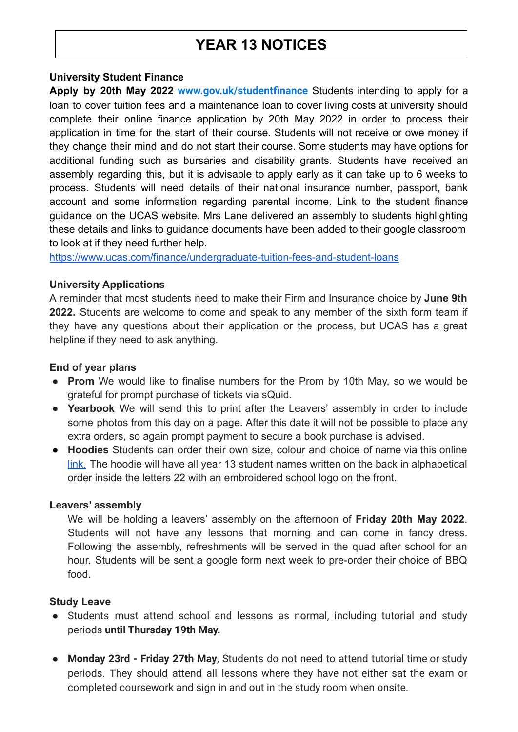# YEAR 13 NOTICES

**University Student Finance**

**Apply by 20th May 2022** **www.gov.uk/studentfinance** Students intending to apply for a loan to cover tuition fees and a maintenance loan to cover living costs at university should complete their online finance application by 20th May 2022 in order to process their application in time for the start of their course. Students will not receive or owe money if they change their mind and do not start their course. Some students may have options for additional funding such as bursaries and disability grants. Students have received an assembly regarding this, but it is advisable to apply early as it can take up to 6 weeks to process. Students will need details of their national insurance number, passport, bank account and some information regarding parental income. Link to the student finance guidance on the UCAS website. Mrs Lane delivered an assembly to students highlighting these details and links to guidance documents have been added to their google classroom to look at if they need further help.

https://www.ucas.com/finance/undergraduate-tuition-fees-and-student-loans

**University Applications**

A reminder that most students need to make their Firm and Insurance choice by **June 9th 2022.** Students are welcome to come and speak to any member of the sixth form team if they have any questions about their application or the process, but UCAS has a great helpline if they need to ask anything.

**End of year plans**

- **Prom** We would like to finalise numbers for the Prom by 10th May, so we would be grateful for prompt purchase of tickets via sQuid.
- **Yearbook** We will send this to print after the Leavers' assembly in order to include some photos from this day on a page. After this date it will not be possible to place any extra orders, so again prompt payment to secure a book purchase is advised.
- **Hoodies** Students can order their own size, colour and choice of name via this online link. The hoodie will have all year 13 student names written on the back in alphabetical order inside the letters 22 with an embroidered school logo on the front.

**Leavers' assembly**

We will be holding a leavers' assembly on the afternoon of **Friday 20th May 2022**. Students will not have any lessons that morning and can come in fancy dress. Following the assembly, refreshments will be served in the quad after school for an hour. Students will be sent a google form next week to pre-order their choice of BBQ food.

**Study Leave**

- Students must attend school and lessons as normal, including tutorial and study periods **until Thursday 19th May.**
- **Monday 23rd - Friday 27th May**, Students do not need to attend tutorial time or study periods. They should attend all lessons where they have not either sat the exam or completed coursework and sign in and out in the study room when onsite.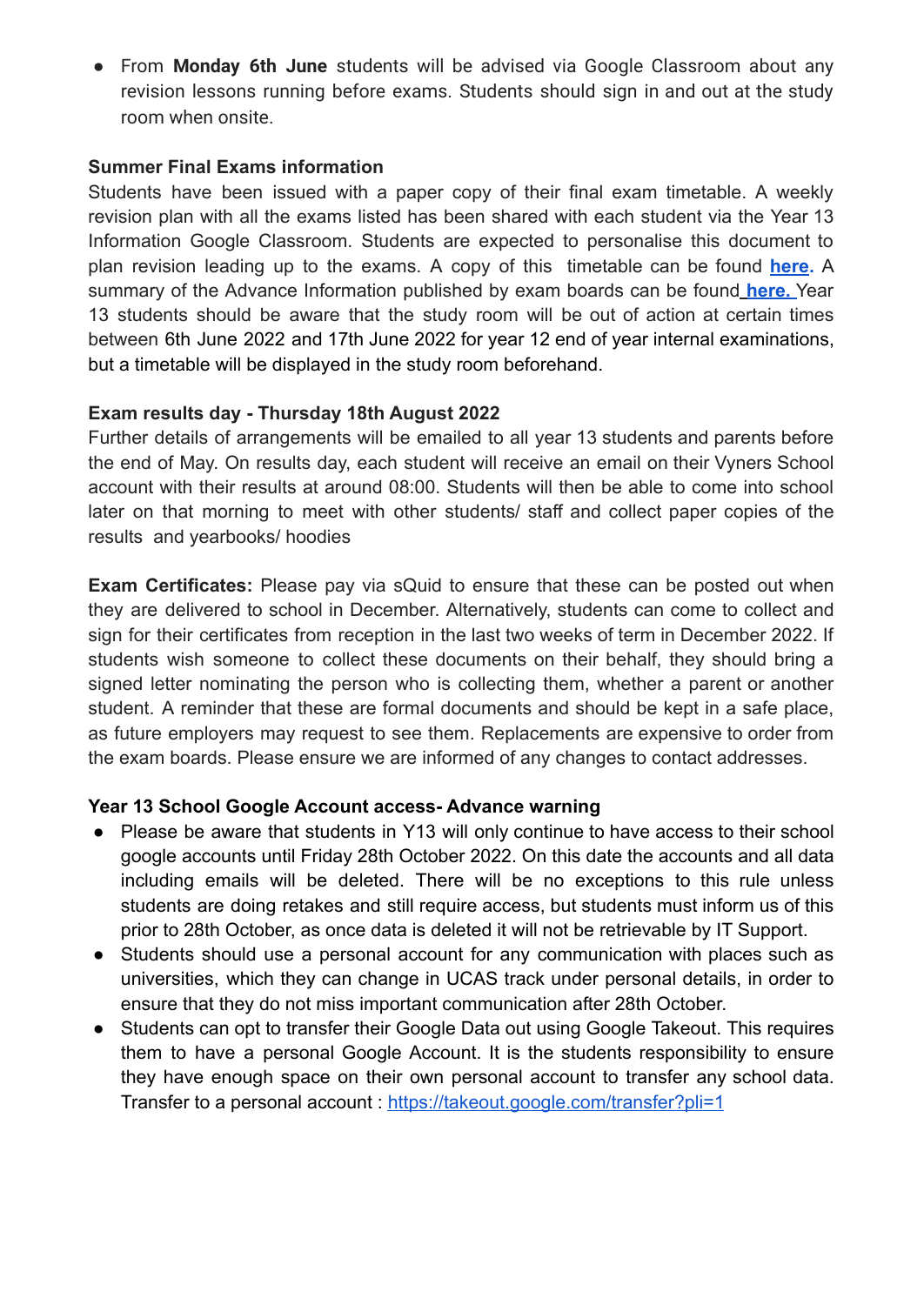- From **Monday 6th June** students will be advised via Google Classroom about any revision lessons running before exams. Students should sign in and out at the study room when onsite.

**Summer Final Exams information**

Students have been issued with a paper copy of their final exam timetable. A weekly revision plan with all the exams listed has been shared with each student via the Year 13 Information Google Classroom. Students are expected to personalise this document to plan revision leading up to the exams. A copy of this timetable can be found **here.** A summary of the Advance Information published by exam boards can be found **here.** Year 13 students should be aware that the study room will be out of action at certain times between 6th June 2022 and 17th June 2022 for year 12 end of year internal examinations, but a timetable will be displayed in the study room beforehand.

**Exam results day - Thursday 18th August 2022**

Further details of arrangements will be emailed to all year 13 students and parents before the end of May. On results day, each student will receive an email on their Vyners School account with their results at around 08:00. Students will then be able to come into school later on that morning to meet with other students/ staff and collect paper copies of the results and yearbooks/ hoodies

**Exam Certificates:** Please pay via sQuid to ensure that these can be posted out when they are delivered to school in December. Alternatively, students can come to collect and sign for their certificates from reception in the last two weeks of term in December 2022. If students wish someone to collect these documents on their behalf, they should bring a signed letter nominating the person who is collecting them, whether a parent or another student. A reminder that these are formal documents and should be kept in a safe place, as future employers may request to see them. Replacements are expensive to order from the exam boards. Please ensure we are informed of any changes to contact addresses.

**Year 13 School Google Account access- Advance warning**

- Please be aware that students in Y13 will only continue to have access to their school google accounts until Friday 28th October 2022. On this date the accounts and all data including emails will be deleted. There will be no exceptions to this rule unless students are doing retakes and still require access, but students must inform us of this prior to 28th October, as once data is deleted it will not be retrievable by IT Support.
- Students should use a personal account for any communication with places such as universities, which they can change in UCAS track under personal details, in order to ensure that they do not miss important communication after 28th October.
- Students can opt to transfer their Google Data out using Google Takeout. This requires them to have a personal Google Account. It is the students responsibility to ensure they have enough space on their own personal account to transfer any school data. Transfer to a personal account : https://takeout.google.com/transfer?pli=1